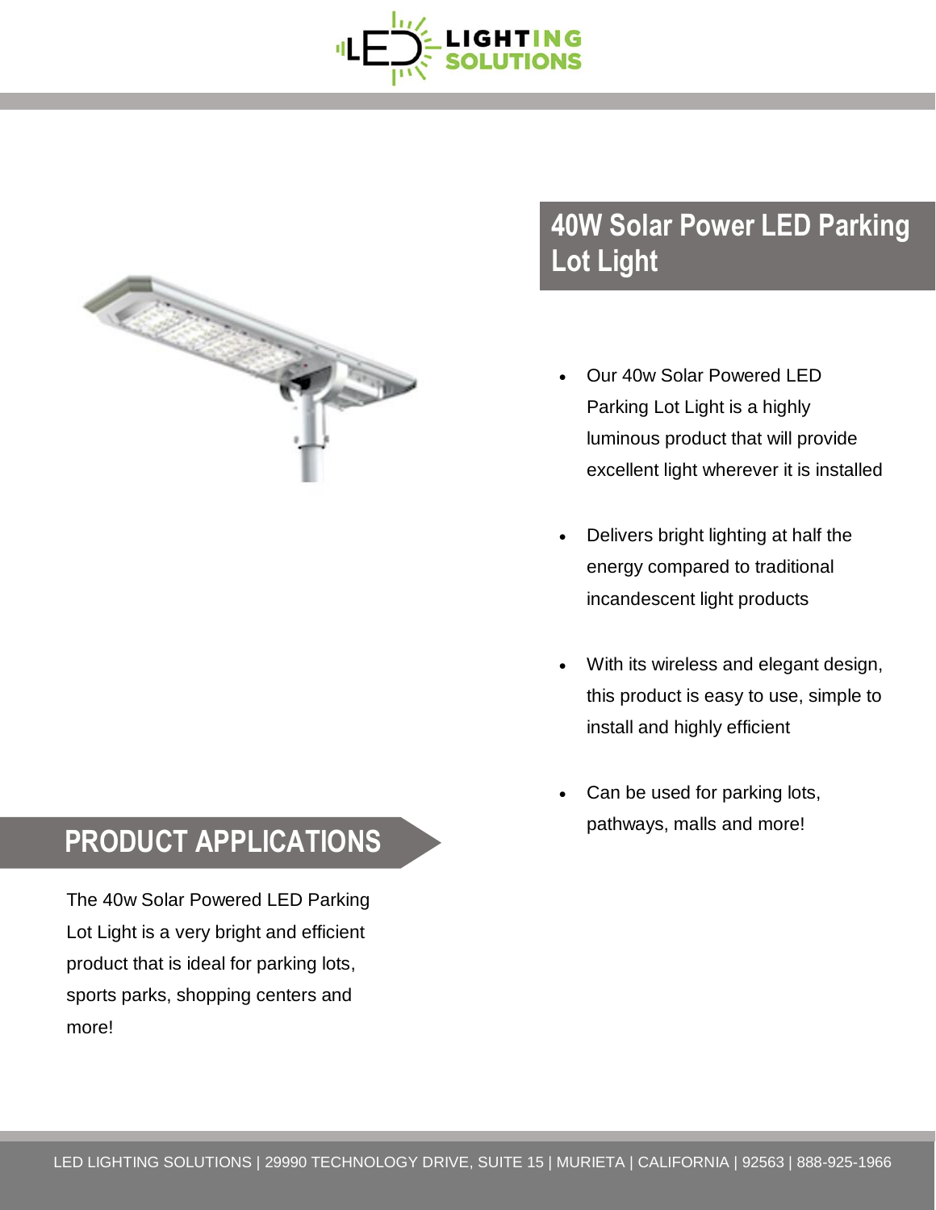# 40W Solar Power LED Parking Lot Light

- Our 40w Solar Powered LED Parking Lot Light is a highly luminous product that will provide excellent light wherever it is installed
- Delivers bright lighting at half the energy compared to traditional incandescent light products
- With its wireless and elegant design, this product is easy to use, simple to install and highly efficient
- Can be used for parking lots, pathways, malls and more!

## PRODUCT APPLICATIONS

The 40w Solar Powered LED Parking Lot Light is a very bright and efficient product that is ideal for parking lots, sports parks, shopping centers and more!

LED LIGHTING SOLUTIONS | 29990 TECHNOLOGY DRIVE, SUITE 15 | MURIETA | CALIFORNIA | 92563 | 888-925-1966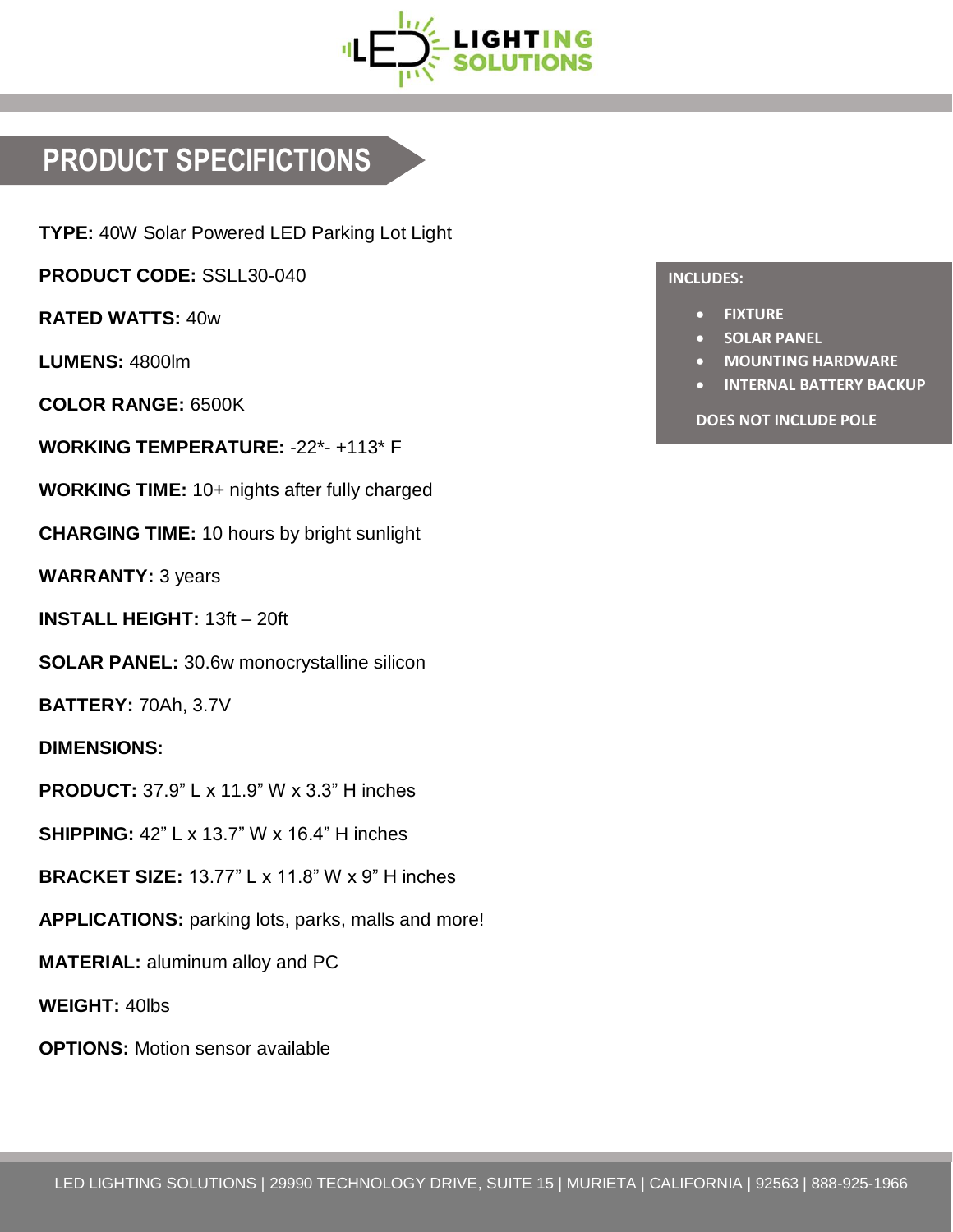LED LIGHTING SOLUTIONS

## PRODUCT SPECIFICTIONS

**TYPE:** 40W Solar Powered LED Parking Lot Light

**PRODUCT CODE:** SSLL30-040

**RATED WATTS:** 40w

**LUMENS:** 4800lm

**COLOR RANGE:** 6500K

**WORKING TEMPERATURE:** -22*- +113* F

**WORKING TIME:** 10+ nights after fully charged

**CHARGING TIME:** 10 hours by bright sunlight

**WARRANTY:** 3 years

**INSTALL HEIGHT:** 13ft – 20ft

**SOLAR PANEL:** 30.6w monocrystalline silicon

**BATTERY:** 70Ah, 3.7V

**DIMENSIONS:**

**PRODUCT:** 37.9" L x 11.9" W x 3.3" H inches

**SHIPPING:** 42" L x 13.7" W x 16.4" H inches

**BRACKET SIZE:** 13.77" L x 11.8" W x 9" H inches

**APPLICATIONS:** parking lots, parks, malls and more!

**MATERIAL:** aluminum alloy and PC

**WEIGHT:** 40lbs

**OPTIONS:** Motion sensor available

**INCLUDES:**

- **FIXTURE**
- **SOLAR PANEL**
- **MOUNTING HARDWARE**
- **INTERNAL BATTERY BACKUP**

**DOES NOT INCLUDE POLE**

LED LIGHTING SOLUTIONS | 29990 TECHNOLOGY DRIVE, SUITE 15 | MURIETA | CALIFORNIA | 92563 | 888-925-1966